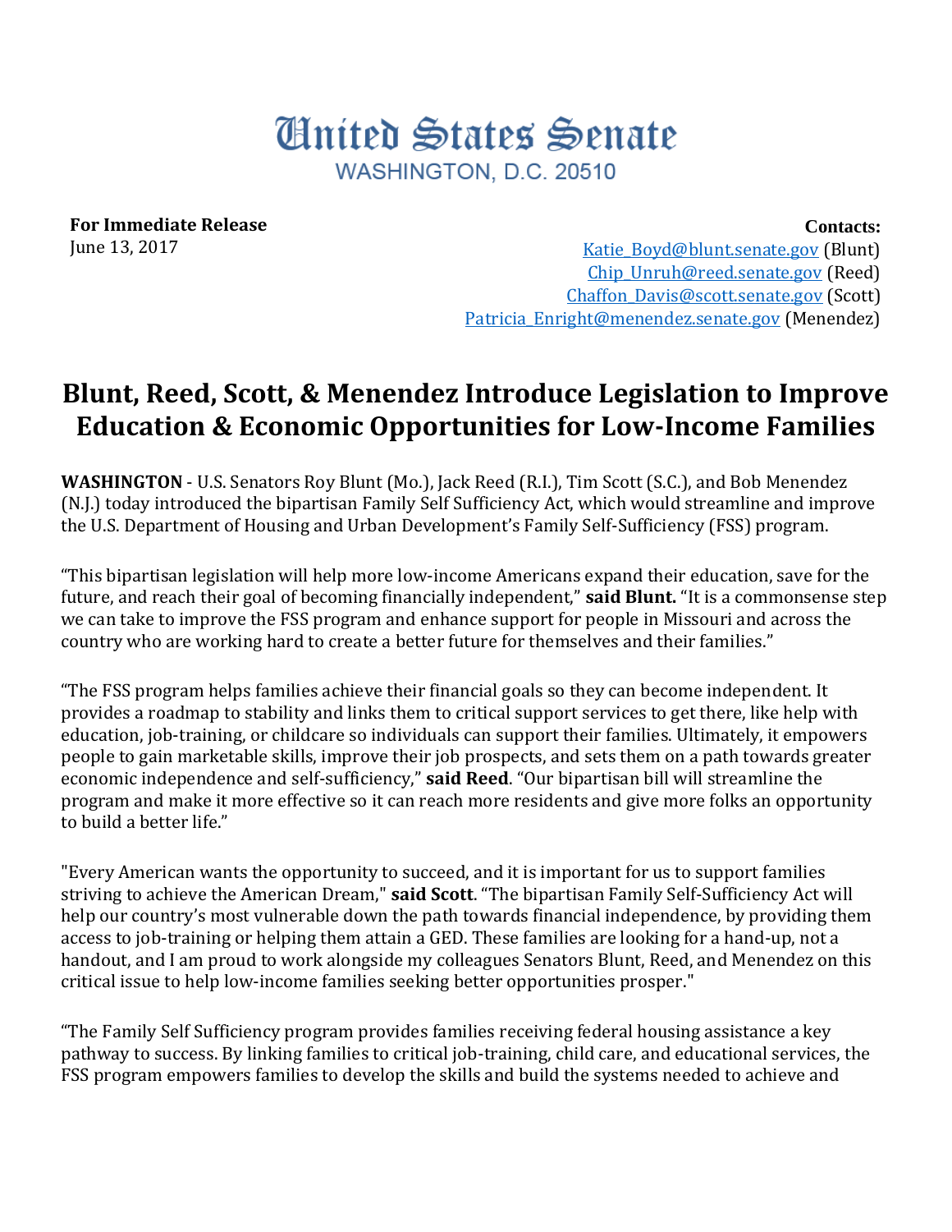# United States Senate

WASHINGTON, D.C. 20510

**For Immediate Release**
June 13, 2017

**Contacts:**
Katie_Boyd@blunt.senate.gov (Blunt)
Chip_Unruh@reed.senate.gov (Reed)
Chaffon_Davis@scott.senate.gov (Scott)
Patricia_Enright@menendez.senate.gov (Menendez)

## Blunt, Reed, Scott, & Menendez Introduce Legislation to Improve Education & Economic Opportunities for Low-Income Families

**WASHINGTON** - U.S. Senators Roy Blunt (Mo.), Jack Reed (R.I.), Tim Scott (S.C.), and Bob Menendez (N.J.) today introduced the bipartisan Family Self Sufficiency Act, which would streamline and improve the U.S. Department of Housing and Urban Development's Family Self-Sufficiency (FSS) program.

"This bipartisan legislation will help more low-income Americans expand their education, save for the future, and reach their goal of becoming financially independent," **said Blunt.** "It is a commonsense step we can take to improve the FSS program and enhance support for people in Missouri and across the country who are working hard to create a better future for themselves and their families."

"The FSS program helps families achieve their financial goals so they can become independent. It provides a roadmap to stability and links them to critical support services to get there, like help with education, job-training, or childcare so individuals can support their families. Ultimately, it empowers people to gain marketable skills, improve their job prospects, and sets them on a path towards greater economic independence and self-sufficiency," **said Reed**. "Our bipartisan bill will streamline the program and make it more effective so it can reach more residents and give more folks an opportunity to build a better life."

"Every American wants the opportunity to succeed, and it is important for us to support families striving to achieve the American Dream," **said Scott**. "The bipartisan Family Self-Sufficiency Act will help our country's most vulnerable down the path towards financial independence, by providing them access to job-training or helping them attain a GED. These families are looking for a hand-up, not a handout, and I am proud to work alongside my colleagues Senators Blunt, Reed, and Menendez on this critical issue to help low-income families seeking better opportunities prosper."

"The Family Self Sufficiency program provides families receiving federal housing assistance a key pathway to success. By linking families to critical job-training, child care, and educational services, the FSS program empowers families to develop the skills and build the systems needed to achieve and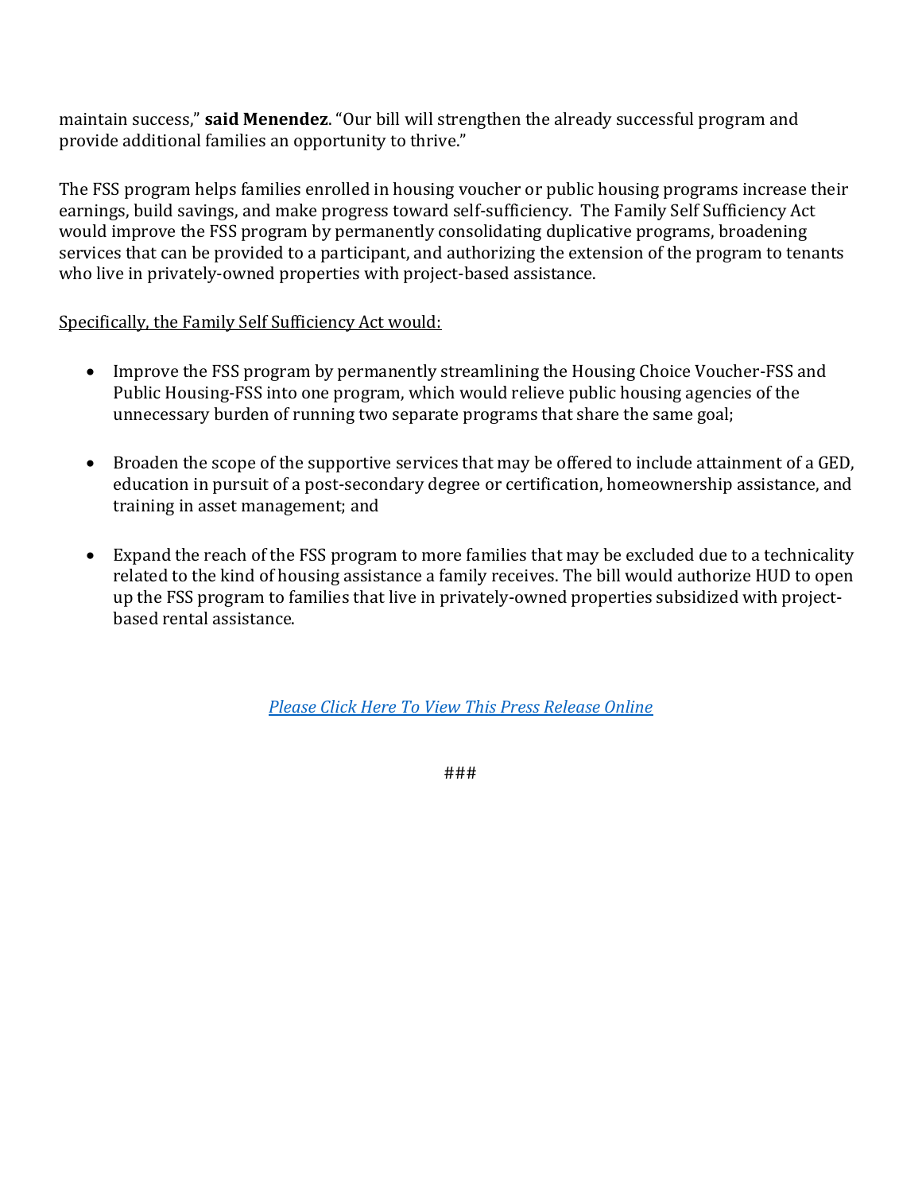maintain success," **said Menendez**. "Our bill will strengthen the already successful program and provide additional families an opportunity to thrive."

The FSS program helps families enrolled in housing voucher or public housing programs increase their earnings, build savings, and make progress toward self-sufficiency. The Family Self Sufficiency Act would improve the FSS program by permanently consolidating duplicative programs, broadening services that can be provided to a participant, and authorizing the extension of the program to tenants who live in privately-owned properties with project-based assistance.

<u>Specifically, the Family Self Sufficiency Act would:</u>

- Improve the FSS program by permanently streamlining the Housing Choice Voucher-FSS and Public Housing-FSS into one program, which would relieve public housing agencies of the unnecessary burden of running two separate programs that share the same goal;

- Broaden the scope of the supportive services that may be offered to include attainment of a GED, education in pursuit of a post-secondary degree or certification, homeownership assistance, and training in asset management; and

- Expand the reach of the FSS program to more families that may be excluded due to a technicality related to the kind of housing assistance a family receives. The bill would authorize HUD to open up the FSS program to families that live in privately-owned properties subsidized with project-based rental assistance.

*Please Click Here To View This Press Release Online*

###